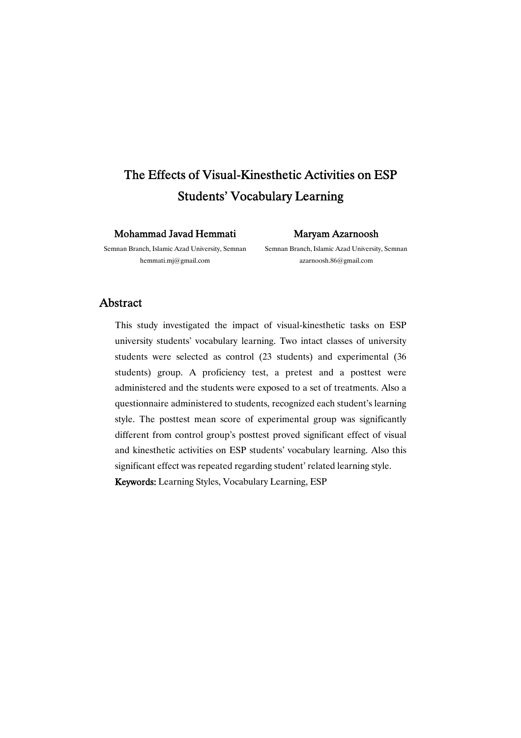# The Effects of Visual-Kinesthetic Activities on ESP Students' Vocabulary Learning

**Mohammad Javad Hemmati**
Semnan Branch, Islamic Azad University, Semnan
hemmati.mj@gmail.com

**Maryam Azarnoosh**
Semnan Branch, Islamic Azad University, Semnan
azarnoosh.86@gmail.com

## Abstract

This study investigated the impact of visual-kinesthetic tasks on ESP university students' vocabulary learning. Two intact classes of university students were selected as control (23 students) and experimental (36 students) group. A proficiency test, a pretest and a posttest were administered and the students were exposed to a set of treatments. Also a questionnaire administered to students, recognized each student's learning style. The posttest mean score of experimental group was significantly different from control group's posttest proved significant effect of visual and kinesthetic activities on ESP students' vocabulary learning. Also this significant effect was repeated regarding student' related learning style.

**Keywords:** Learning Styles, Vocabulary Learning, ESP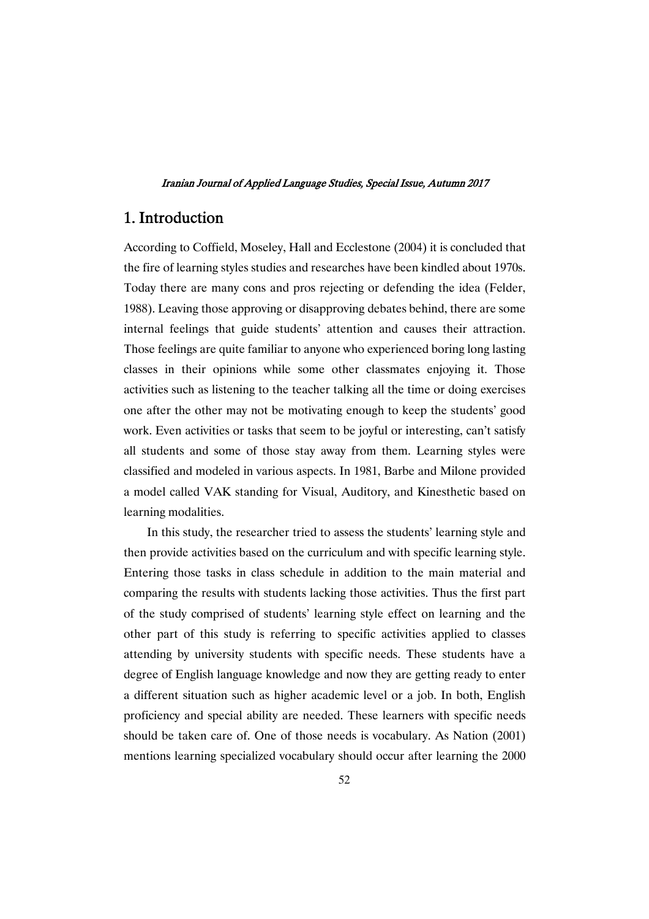## 1. Introduction

According to Coffield, Moseley, Hall and Ecclestone (2004) it is concluded that the fire of learning styles studies and researches have been kindled about 1970s. Today there are many cons and pros rejecting or defending the idea (Felder, 1988). Leaving those approving or disapproving debates behind, there are some internal feelings that guide students' attention and causes their attraction. Those feelings are quite familiar to anyone who experienced boring long lasting classes in their opinions while some other classmates enjoying it. Those activities such as listening to the teacher talking all the time or doing exercises one after the other may not be motivating enough to keep the students' good work. Even activities or tasks that seem to be joyful or interesting, can't satisfy all students and some of those stay away from them. Learning styles were classified and modeled in various aspects. In 1981, Barbe and Milone provided a model called VAK standing for Visual, Auditory, and Kinesthetic based on learning modalities.

In this study, the researcher tried to assess the students' learning style and then provide activities based on the curriculum and with specific learning style. Entering those tasks in class schedule in addition to the main material and comparing the results with students lacking those activities. Thus the first part of the study comprised of students' learning style effect on learning and the other part of this study is referring to specific activities applied to classes attending by university students with specific needs. These students have a degree of English language knowledge and now they are getting ready to enter a different situation such as higher academic level or a job. In both, English proficiency and special ability are needed. These learners with specific needs should be taken care of. One of those needs is vocabulary. As Nation (2001) mentions learning specialized vocabulary should occur after learning the 2000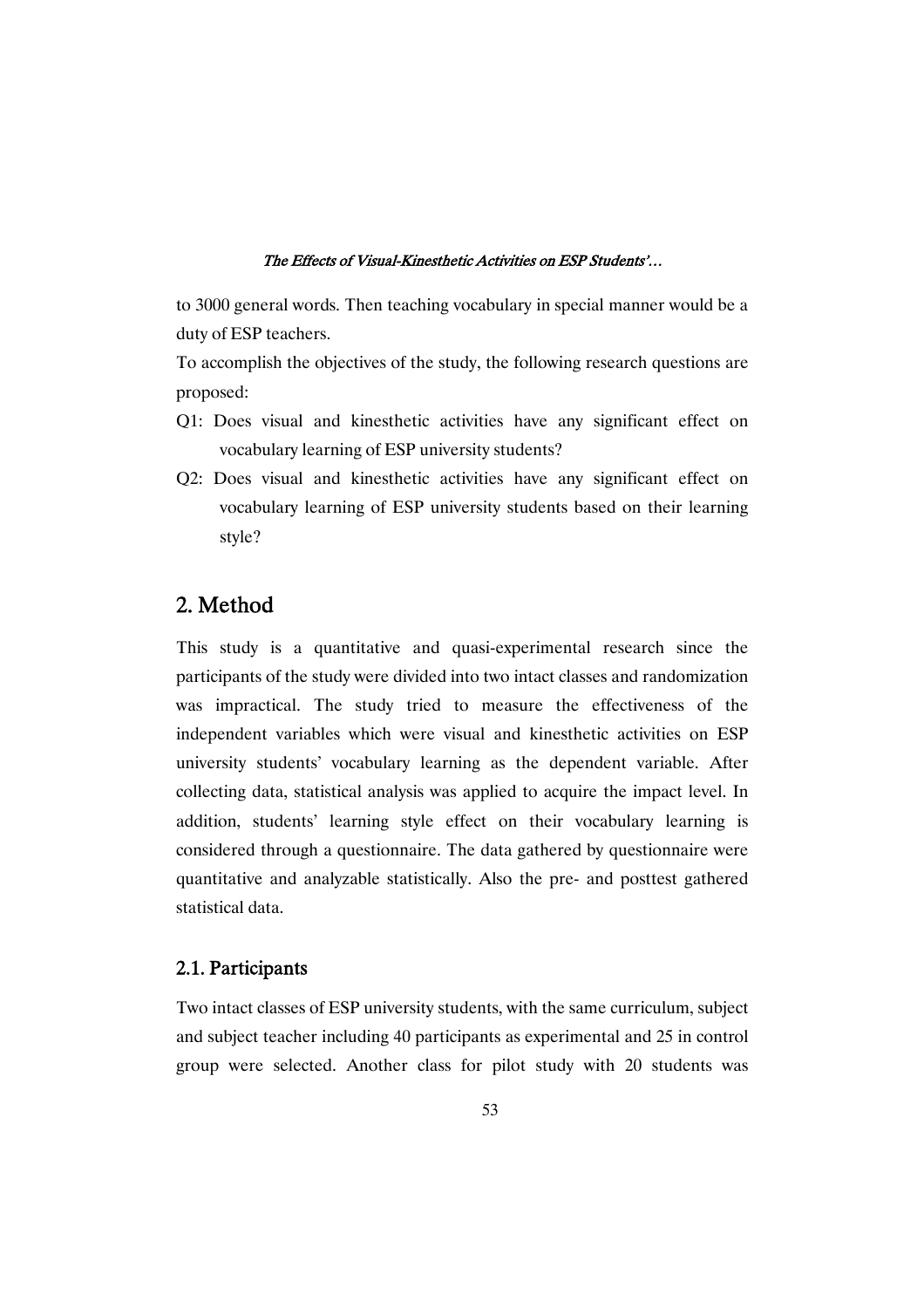to 3000 general words. Then teaching vocabulary in special manner would be a duty of ESP teachers.

To accomplish the objectives of the study, the following research questions are proposed:

Q1: Does visual and kinesthetic activities have any significant effect on vocabulary learning of ESP university students?

Q2: Does visual and kinesthetic activities have any significant effect on vocabulary learning of ESP university students based on their learning style?

## 2. Method

This study is a quantitative and quasi-experimental research since the participants of the study were divided into two intact classes and randomization was impractical. The study tried to measure the effectiveness of the independent variables which were visual and kinesthetic activities on ESP university students' vocabulary learning as the dependent variable. After collecting data, statistical analysis was applied to acquire the impact level. In addition, students' learning style effect on their vocabulary learning is considered through a questionnaire. The data gathered by questionnaire were quantitative and analyzable statistically. Also the pre- and posttest gathered statistical data.

### 2.1. Participants

Two intact classes of ESP university students, with the same curriculum, subject and subject teacher including 40 participants as experimental and 25 in control group were selected. Another class for pilot study with 20 students was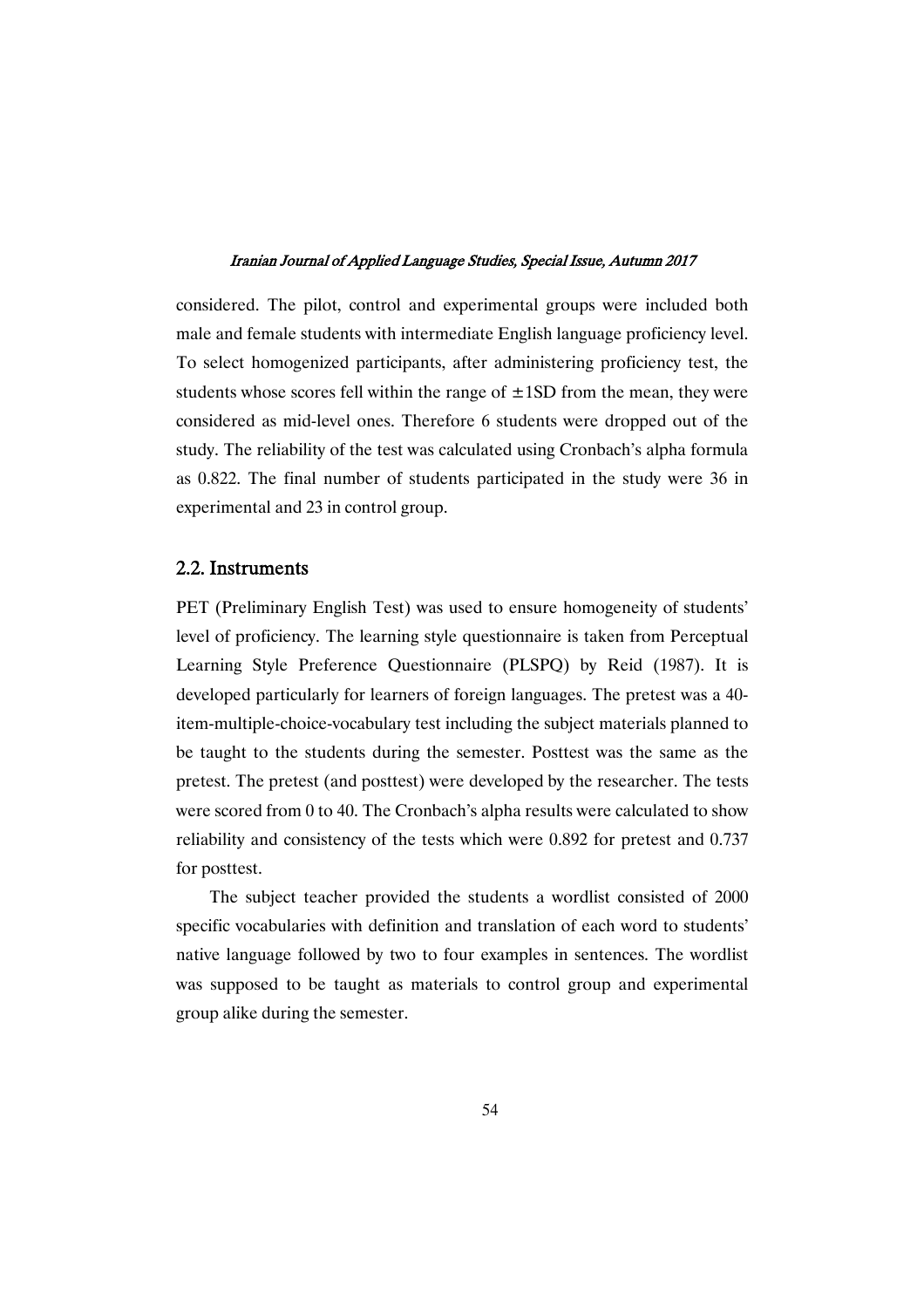considered. The pilot, control and experimental groups were included both male and female students with intermediate English language proficiency level. To select homogenized participants, after administering proficiency test, the students whose scores fell within the range of ±1SD from the mean, they were considered as mid-level ones. Therefore 6 students were dropped out of the study. The reliability of the test was calculated using Cronbach's alpha formula as 0.822. The final number of students participated in the study were 36 in experimental and 23 in control group.

## 2.2. Instruments

PET (Preliminary English Test) was used to ensure homogeneity of students' level of proficiency. The learning style questionnaire is taken from Perceptual Learning Style Preference Questionnaire (PLSPQ) by Reid (1987). It is developed particularly for learners of foreign languages. The pretest was a 40-item-multiple-choice-vocabulary test including the subject materials planned to be taught to the students during the semester. Posttest was the same as the pretest. The pretest (and posttest) were developed by the researcher. The tests were scored from 0 to 40. The Cronbach's alpha results were calculated to show reliability and consistency of the tests which were 0.892 for pretest and 0.737 for posttest.

The subject teacher provided the students a wordlist consisted of 2000 specific vocabularies with definition and translation of each word to students' native language followed by two to four examples in sentences. The wordlist was supposed to be taught as materials to control group and experimental group alike during the semester.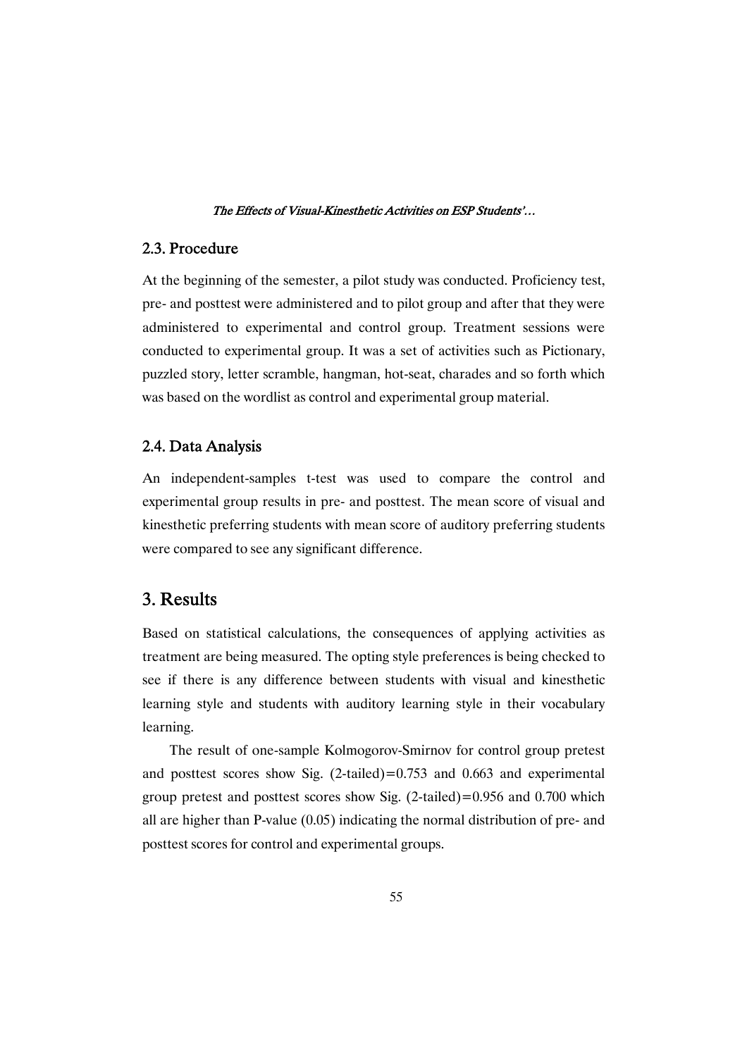## 2.3. Procedure

At the beginning of the semester, a pilot study was conducted. Proficiency test, pre- and posttest were administered and to pilot group and after that they were administered to experimental and control group. Treatment sessions were conducted to experimental group. It was a set of activities such as Pictionary, puzzled story, letter scramble, hangman, hot-seat, charades and so forth which was based on the wordlist as control and experimental group material.

## 2.4. Data Analysis

An independent-samples t-test was used to compare the control and experimental group results in pre- and posttest. The mean score of visual and kinesthetic preferring students with mean score of auditory preferring students were compared to see any significant difference.

# 3. Results

Based on statistical calculations, the consequences of applying activities as treatment are being measured. The opting style preferences is being checked to see if there is any difference between students with visual and kinesthetic learning style and students with auditory learning style in their vocabulary learning.

The result of one-sample Kolmogorov-Smirnov for control group pretest and posttest scores show Sig. (2-tailed)=0.753 and 0.663 and experimental group pretest and posttest scores show Sig. (2-tailed)=0.956 and 0.700 which all are higher than P-value (0.05) indicating the normal distribution of pre- and posttest scores for control and experimental groups.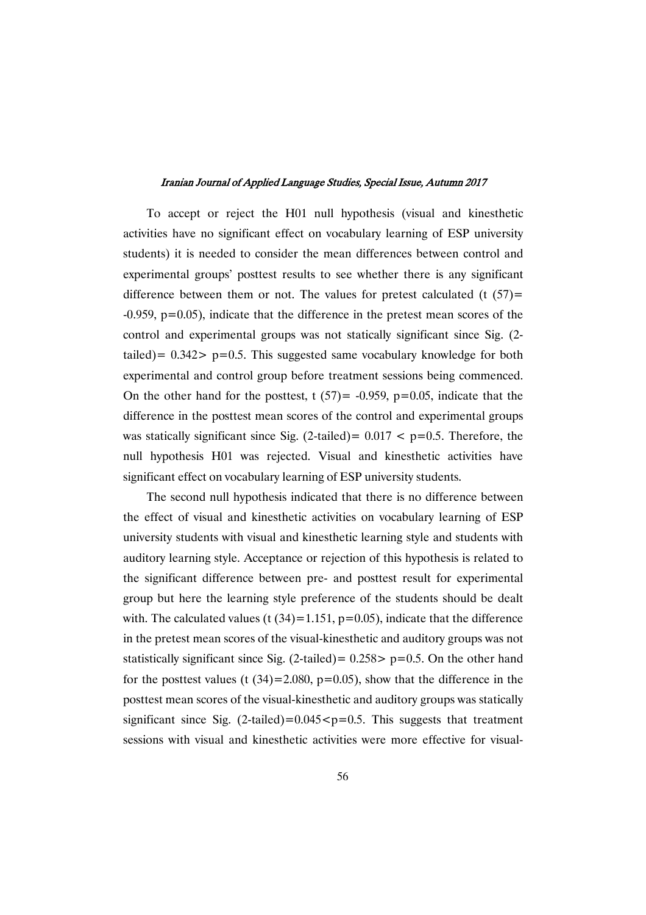To accept or reject the H01 null hypothesis (visual and kinesthetic activities have no significant effect on vocabulary learning of ESP university students) it is needed to consider the mean differences between control and experimental groups' posttest results to see whether there is any significant difference between them or not. The values for pretest calculated ($t(57)= -0.959$, $p=0.05$), indicate that the difference in the pretest mean scores of the control and experimental groups was not statically significant since Sig. (2-tailed)= $0.342 > p=0.5$. This suggested same vocabulary knowledge for both experimental and control group before treatment sessions being commenced. On the other hand for the posttest, $t(57)= -0.959$, $p=0.05$, indicate that the difference in the posttest mean scores of the control and experimental groups was statically significant since Sig. (2-tailed)= $0.017 < p=0.5$. Therefore, the null hypothesis H01 was rejected. Visual and kinesthetic activities have significant effect on vocabulary learning of ESP university students.

The second null hypothesis indicated that there is no difference between the effect of visual and kinesthetic activities on vocabulary learning of ESP university students with visual and kinesthetic learning style and students with auditory learning style. Acceptance or rejection of this hypothesis is related to the significant difference between pre- and posttest result for experimental group but here the learning style preference of the students should be dealt with. The calculated values ($t(34)=1.151$, $p=0.05$), indicate that the difference in the pretest mean scores of the visual-kinesthetic and auditory groups was not statistically significant since Sig. (2-tailed)= $0.258 > p=0.5$. On the other hand for the posttest values ($t(34)=2.080$, $p=0.05$), show that the difference in the posttest mean scores of the visual-kinesthetic and auditory groups was statically significant since Sig. (2-tailed)=$0.045 < p=0.5$. This suggests that treatment sessions with visual and kinesthetic activities were more effective for visual-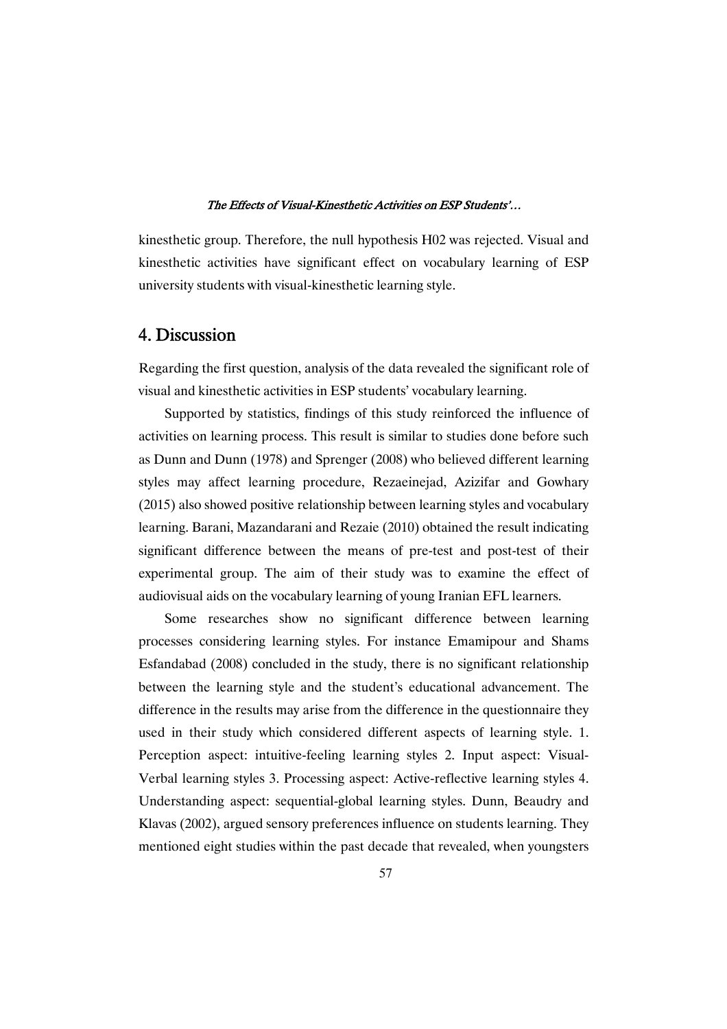kinesthetic group. Therefore, the null hypothesis H02 was rejected. Visual and kinesthetic activities have significant effect on vocabulary learning of ESP university students with visual-kinesthetic learning style.

## 4. Discussion

Regarding the first question, analysis of the data revealed the significant role of visual and kinesthetic activities in ESP students' vocabulary learning.

Supported by statistics, findings of this study reinforced the influence of activities on learning process. This result is similar to studies done before such as Dunn and Dunn (1978) and Sprenger (2008) who believed different learning styles may affect learning procedure, Rezaeinejad, Azizifar and Gowhary (2015) also showed positive relationship between learning styles and vocabulary learning. Barani, Mazandarani and Rezaie (2010) obtained the result indicating significant difference between the means of pre-test and post-test of their experimental group. The aim of their study was to examine the effect of audiovisual aids on the vocabulary learning of young Iranian EFL learners.

Some researches show no significant difference between learning processes considering learning styles. For instance Emamipour and Shams Esfandabad (2008) concluded in the study, there is no significant relationship between the learning style and the student's educational advancement. The difference in the results may arise from the difference in the questionnaire they used in their study which considered different aspects of learning style. 1. Perception aspect: intuitive-feeling learning styles 2. Input aspect: Visual-Verbal learning styles 3. Processing aspect: Active-reflective learning styles 4. Understanding aspect: sequential-global learning styles. Dunn, Beaudry and Klavas (2002), argued sensory preferences influence on students learning. They mentioned eight studies within the past decade that revealed, when youngsters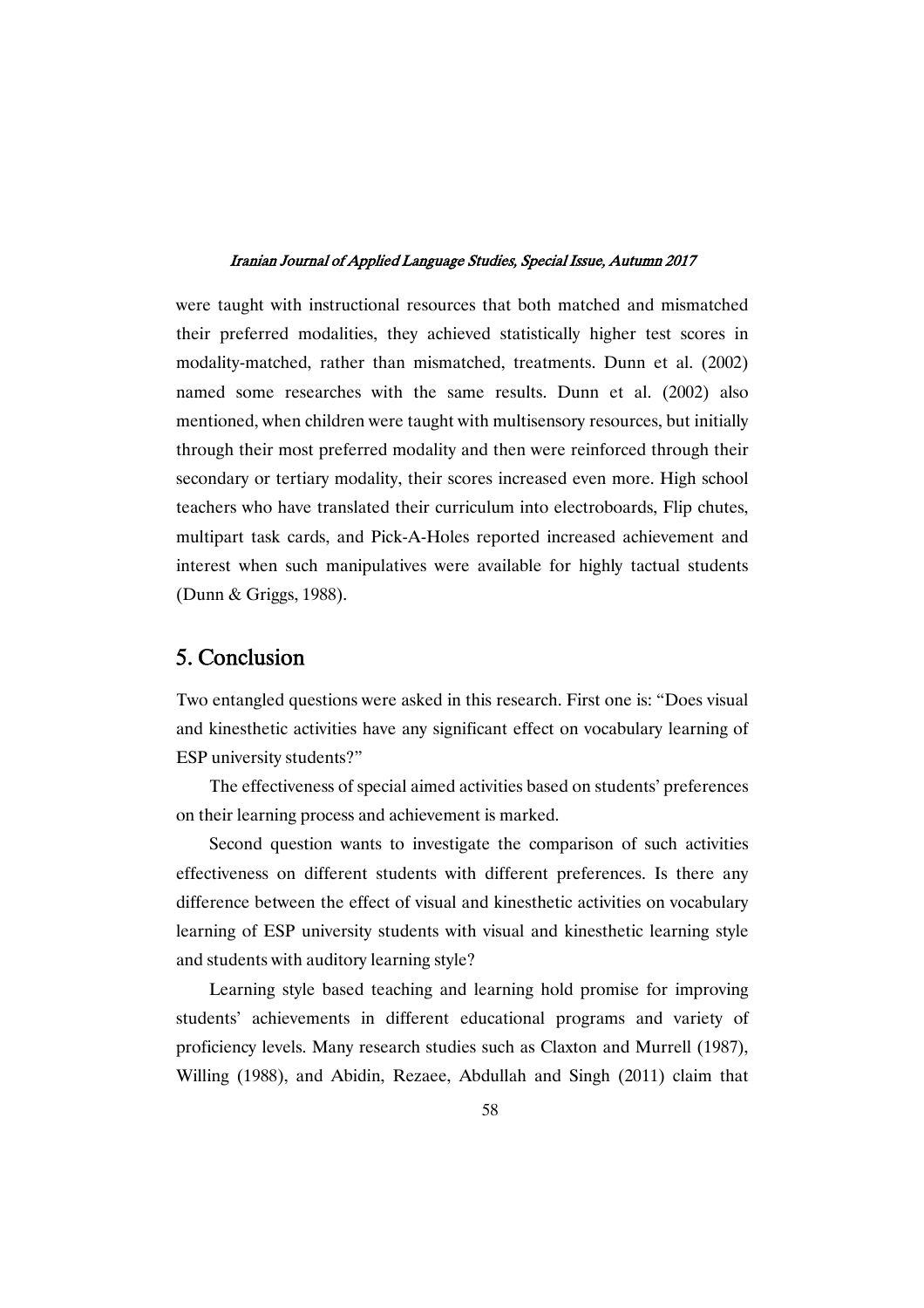were taught with instructional resources that both matched and mismatched their preferred modalities, they achieved statistically higher test scores in modality-matched, rather than mismatched, treatments. Dunn et al. (2002) named some researches with the same results. Dunn et al. (2002) also mentioned, when children were taught with multisensory resources, but initially through their most preferred modality and then were reinforced through their secondary or tertiary modality, their scores increased even more. High school teachers who have translated their curriculum into electroboards, Flip chutes, multipart task cards, and Pick-A-Holes reported increased achievement and interest when such manipulatives were available for highly tactual students (Dunn & Griggs, 1988).

## 5. Conclusion

Two entangled questions were asked in this research. First one is: "Does visual and kinesthetic activities have any significant effect on vocabulary learning of ESP university students?"

The effectiveness of special aimed activities based on students' preferences on their learning process and achievement is marked.

Second question wants to investigate the comparison of such activities effectiveness on different students with different preferences. Is there any difference between the effect of visual and kinesthetic activities on vocabulary learning of ESP university students with visual and kinesthetic learning style and students with auditory learning style?

Learning style based teaching and learning hold promise for improving students' achievements in different educational programs and variety of proficiency levels. Many research studies such as Claxton and Murrell (1987), Willing (1988), and Abidin, Rezaee, Abdullah and Singh (2011) claim that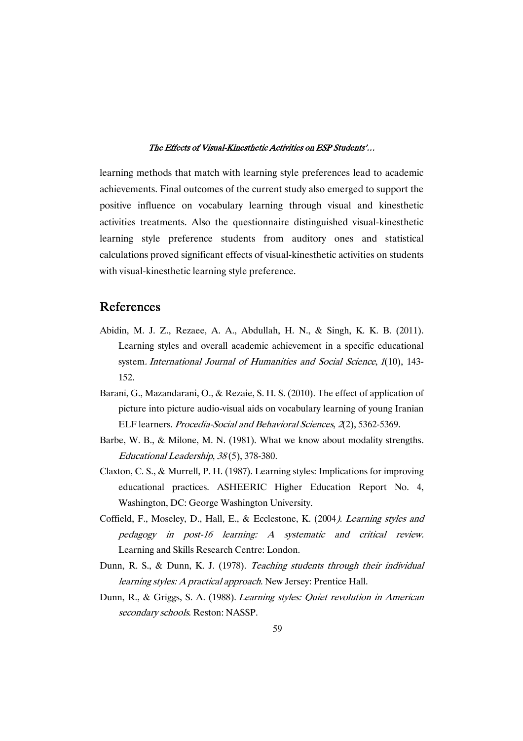learning methods that match with learning style preferences lead to academic achievements. Final outcomes of the current study also emerged to support the positive influence on vocabulary learning through visual and kinesthetic activities treatments. Also the questionnaire distinguished visual-kinesthetic learning style preference students from auditory ones and statistical calculations proved significant effects of visual-kinesthetic activities on students with visual-kinesthetic learning style preference.

## References

Abidin, M. J. Z., Rezaee, A. A., Abdullah, H. N., & Singh, K. K. B. (2011). Learning styles and overall academic achievement in a specific educational system. *International Journal of Humanities and Social Science*, *1*(10), 143-152.

Barani, G., Mazandarani, O., & Rezaie, S. H. S. (2010). The effect of application of picture into picture audio-visual aids on vocabulary learning of young Iranian ELF learners. *Procedia-Social and Behavioral Sciences*, *2*(2), 5362-5369.

Barbe, W. B., & Milone, M. N. (1981). What we know about modality strengths. *Educational Leadership*, *38* (5), 378-380.

Claxton, C. S., & Murrell, P. H. (1987). Learning styles: Implications for improving educational practices. ASHEERIC Higher Education Report No. 4, Washington, DC: George Washington University.

Coffield, F., Moseley, D., Hall, E., & Ecclestone, K. (2004). *Learning styles and pedagogy in post-16 learning: A systematic and critical review.* Learning and Skills Research Centre: London.

Dunn, R. S., & Dunn, K. J. (1978). *Teaching students through their individual learning styles: A practical approach*. New Jersey: Prentice Hall.

Dunn, R., & Griggs, S. A. (1988). *Learning styles: Quiet revolution in American secondary schools*. Reston: NASSP.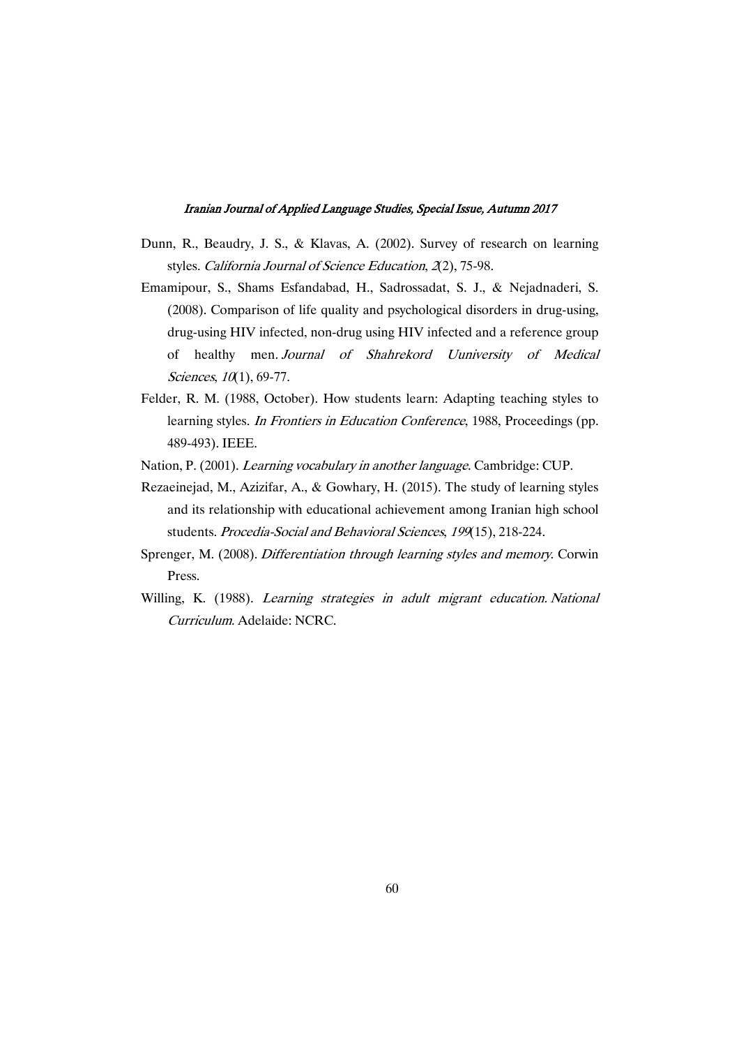Dunn, R., Beaudry, J. S., & Klavas, A. (2002). Survey of research on learning styles. *California Journal of Science Education*, *2*(2), 75-98.

Emamipour, S., Shams Esfandabad, H., Sadrossadat, S. J., & Nejadnaderi, S. (2008). Comparison of life quality and psychological disorders in drug-using, drug-using HIV infected, non-drug using HIV infected and a reference group of healthy men. *Journal of Shahrekord Uuniversity of Medical Sciences*, *10*(1), 69-77.

Felder, R. M. (1988, October). How students learn: Adapting teaching styles to learning styles. *In Frontiers in Education Conference*, 1988, Proceedings (pp. 489-493). IEEE.

Nation, P. (2001). *Learning vocabulary in another language*. Cambridge: CUP.

Rezaeinejad, M., Azizifar, A., & Gowhary, H. (2015). The study of learning styles and its relationship with educational achievement among Iranian high school students. *Procedia-Social and Behavioral Sciences*, *199*(15), 218-224.

Sprenger, M. (2008). *Differentiation through learning styles and memory*. Corwin Press.

Willing, K. (1988). *Learning strategies in adult migrant education. National Curriculum*. Adelaide: NCRC.